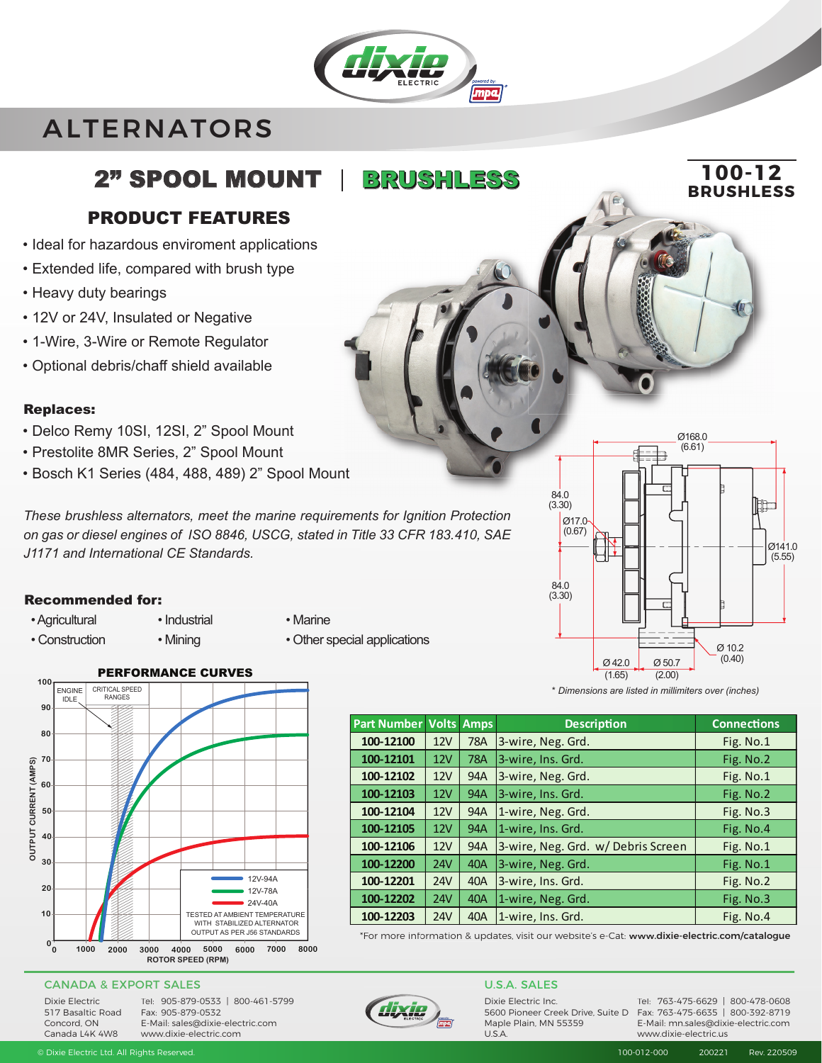# ALTERNATORS

## 2" SPOOL MOUNT | BRUSHLESS

**100-12**
**BRUSHLESS**

### PRODUCT FEATURES

- Ideal for hazardous enviroment applications
- Extended life, compared with brush type
- Heavy duty bearings
- 12V or 24V, Insulated or Negative
- 1-Wire, 3-Wire or Remote Regulator
- Optional debris/chaff shield available

**Replaces:**

- Delco Remy 10SI, 12SI, 2" Spool Mount
- Prestolite 8MR Series, 2" Spool Mount
- Bosch K1 Series (484, 488, 489) 2" Spool Mount

*These brushless alternators, meet the marine requirements for Ignition Protection on gas or diesel engines of ISO 8846, USCG, stated in Title 33 CFR 183.410, SAE J1171 and International CE Standards.*

**Recommended for:**

- Agricultural
- Construction
- Industrial
- Mining
- Marine
- Other special applications

Ø168.0 (6.61) | 84.0 (3.30) | Ø17.0 (0.67) | Ø141.0 (5.55) | 84.0 (3.30) | Ø 10.2 (0.40) | Ø 42.0 (1.65) | Ø 50.7 (2.00)

*\* Dimensions are listed in millimiters over (inches)*

### PERFORMANCE CURVES

OUTPUT CURRENT (AMPS) vs. ROTOR SPEED (RPM)

ENGINE IDLE | CRITICAL SPEED RANGES

12V-94A | 12V-78A | 24V-40A

TESTED AT AMBIENT TEMPERATURE WITH STABILIZED ALTERNATOR OUTPUT AS PER J56 STANDARDS

| Part Number | Volts | Amps | Description | Connections |
|---|---|---|---|---|
| 100-12100 | 12V | 78A | 3-wire, Neg. Grd. | Fig. No.1 |
| 100-12101 | 12V | 78A | 3-wire, Ins. Grd. | Fig. No.2 |
| 100-12102 | 12V | 94A | 3-wire, Neg. Grd. | Fig. No.1 |
| 100-12103 | 12V | 94A | 3-wire, Ins. Grd. | Fig. No.2 |
| 100-12104 | 12V | 94A | 1-wire, Neg. Grd. | Fig. No.3 |
| 100-12105 | 12V | 94A | 1-wire, Ins. Grd. | Fig. No.4 |
| 100-12106 | 12V | 94A | 3-wire, Neg. Grd. w/ Debris Screen | Fig. No.1 |
| 100-12200 | 24V | 40A | 3-wire, Neg. Grd. | Fig. No.1 |
| 100-12201 | 24V | 40A | 3-wire, Ins. Grd. | Fig. No.2 |
| 100-12202 | 24V | 40A | 1-wire, Neg. Grd. | Fig. No.3 |
| 100-12203 | 24V | 40A | 1-wire, Ins. Grd. | Fig. No.4 |

\*For more information & updates, visit our website's e-Cat: **www.dixie-electric.com/catalogue**

**CANADA & EXPORT SALES**

Dixie Electric
517 Basaltic Road
Concord, ON
Canada L4K 4W8

Tel: 905-879-0533 | 800-461-5799
Fax: 905-879-0532
E-Mail: sales@dixie-electric.com
www.dixie-electric.com

**U.S.A. SALES**

Dixie Electric Inc.
5600 Pioneer Creek Drive, Suite D
Maple Plain, MN 55359
U.S.A.

Tel: 763-475-6629 | 800-478-0608
Fax: 763-475-6635 | 800-392-8719
E-Mail: mn.sales@dixie-electric.com
www.dixie-electric.us

© Dixie Electric Ltd. All Rights Reserved. 100-012-000 200221 Rev. 220509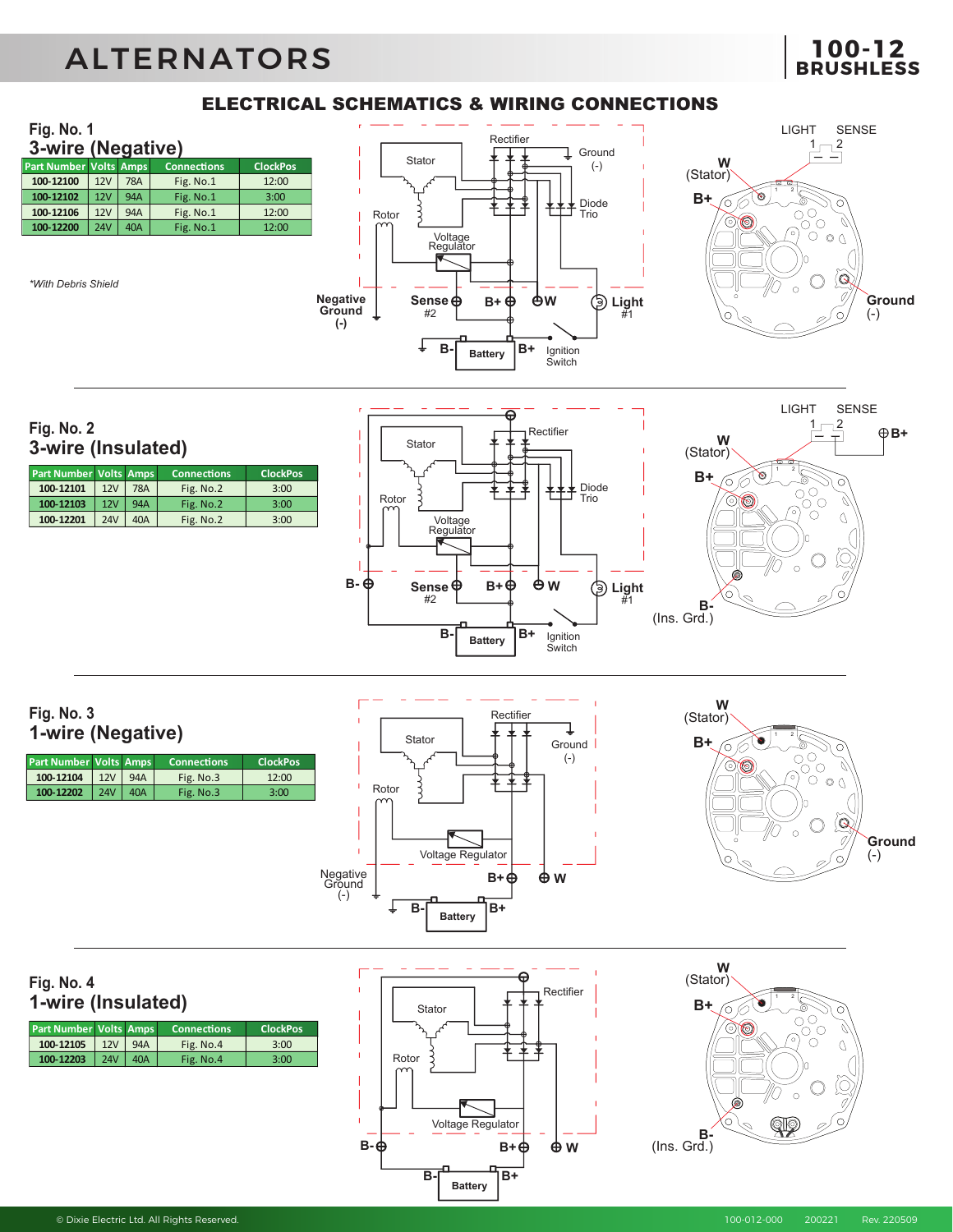# ALTERNATORS

**100-12 BRUSHLESS**

## ELECTRICAL SCHEMATICS & WIRING CONNECTIONS

### Fig. No. 1
### 3-wire (Negative)

| Part Number | Volts | Amps | Connections | ClockPos |
|---|---|---|---|---|
| 100-12100 | 12V | 78A | Fig. No.1 | 12:00 |
| 100-12102 | 12V | 94A | Fig. No.1 | 3:00 |
| 100-12106 | 12V | 94A | Fig. No.1 | 12:00 |
| 100-12200 | 24V | 40A | Fig. No.1 | 12:00 |

*With Debris Shield

Rectifier
Stator
Ground (-)
Diode Trio
Rotor
Voltage Regulator
Negative Ground (-)
Sense #2
B+
W
Light #1
B-
Battery
B+
Ignition Switch

LIGHT SENSE
1 2
W (Stator)
B+
Ground (-)

### Fig. No. 2
### 3-wire (Insulated)

| Part Number | Volts | Amps | Connections | ClockPos |
|---|---|---|---|---|
| 100-12101 | 12V | 78A | Fig. No.2 | 3:00 |
| 100-12103 | 12V | 94A | Fig. No.2 | 3:00 |
| 100-12201 | 24V | 40A | Fig. No.2 | 3:00 |

Rectifier
Stator
Diode Trio
Rotor
Voltage Regulator
B-
Sense #2
B+
W
Light #1
B-
Battery
B+
Ignition Switch

LIGHT SENSE
1 2
B+
W (Stator)
B+
B- (Ins. Grd.)

### Fig. No. 3
### 1-wire (Negative)

| Part Number | Volts | Amps | Connections | ClockPos |
|---|---|---|---|---|
| 100-12104 | 12V | 94A | Fig. No.3 | 12:00 |
| 100-12202 | 24V | 40A | Fig. No.3 | 3:00 |

Rectifier
Stator
Ground (-)
Rotor
Voltage Regulator
Negative Ground (-)
B+
W
B-
Battery
B+

W (Stator)
B+
Ground (-)

### Fig. No. 4
### 1-wire (Insulated)

| Part Number | Volts | Amps | Connections | ClockPos |
|---|---|---|---|---|
| 100-12105 | 12V | 94A | Fig. No.4 | 3:00 |
| 100-12203 | 24V | 40A | Fig. No.4 | 3:00 |

Rectifier
Stator
Rotor
Voltage Regulator
B-
B+
W
B-
Battery
B+

W (Stator)
B+
B- (Ins. Grd.)

© Dixie Electric Ltd. All Rights Reserved. 100-012-000 200221 Rev. 220509